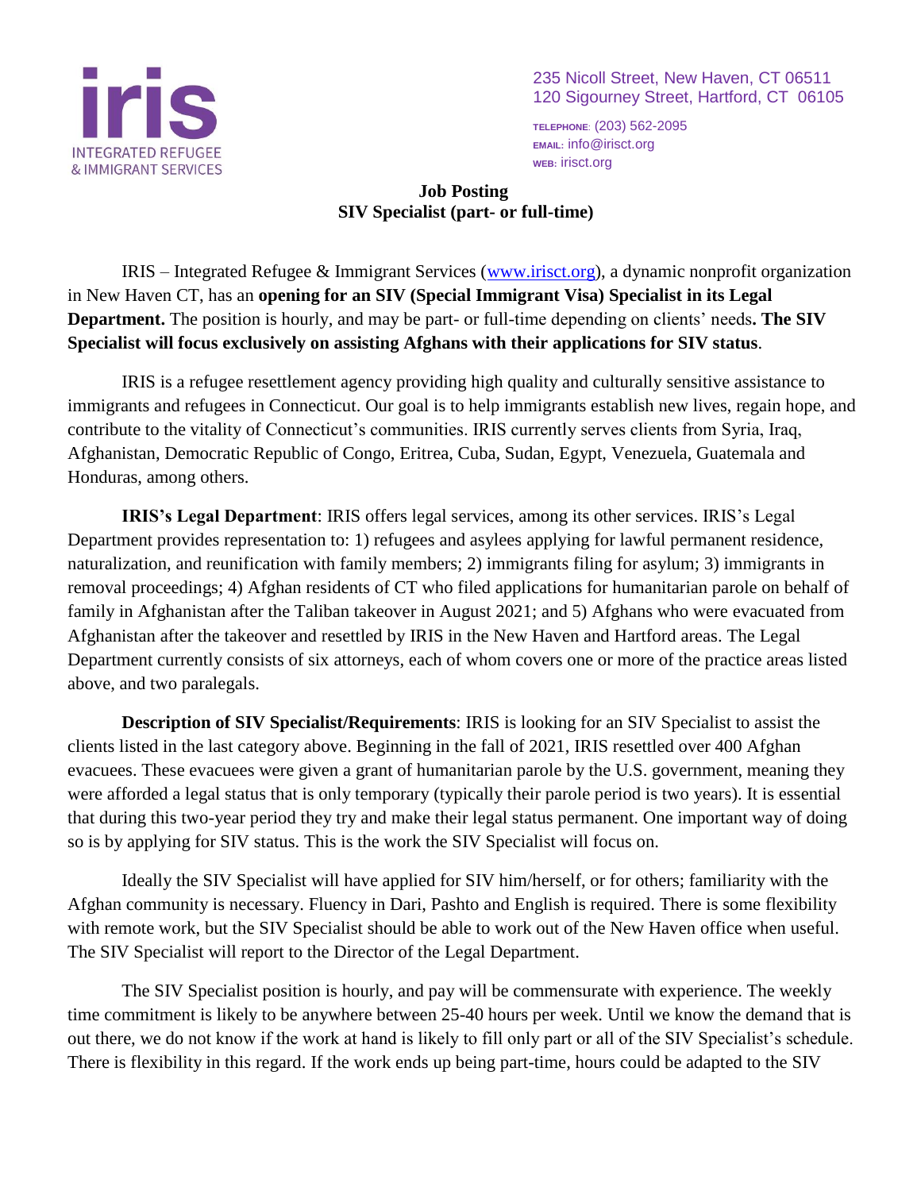**iris**
INTEGRATED REFUGEE
& IMMIGRANT SERVICES

235 Nicoll Street, New Haven, CT 06511
120 Sigourney Street, Hartford, CT 06105

TELEPHONE: (203) 562-2095
EMAIL: info@irisct.org
WEB: irisct.org

**Job Posting**
**SIV Specialist (part- or full-time)**

IRIS – Integrated Refugee & Immigrant Services (www.irisct.org), a dynamic nonprofit organization in New Haven CT, has an **opening for an SIV (Special Immigrant Visa) Specialist in its Legal Department.** The position is hourly, and may be part- or full-time depending on clients' needs**. The SIV Specialist will focus exclusively on assisting Afghans with their applications for SIV status**.

IRIS is a refugee resettlement agency providing high quality and culturally sensitive assistance to immigrants and refugees in Connecticut. Our goal is to help immigrants establish new lives, regain hope, and contribute to the vitality of Connecticut's communities. IRIS currently serves clients from Syria, Iraq, Afghanistan, Democratic Republic of Congo, Eritrea, Cuba, Sudan, Egypt, Venezuela, Guatemala and Honduras, among others.

**IRIS's Legal Department**: IRIS offers legal services, among its other services. IRIS's Legal Department provides representation to: 1) refugees and asylees applying for lawful permanent residence, naturalization, and reunification with family members; 2) immigrants filing for asylum; 3) immigrants in removal proceedings; 4) Afghan residents of CT who filed applications for humanitarian parole on behalf of family in Afghanistan after the Taliban takeover in August 2021; and 5) Afghans who were evacuated from Afghanistan after the takeover and resettled by IRIS in the New Haven and Hartford areas. The Legal Department currently consists of six attorneys, each of whom covers one or more of the practice areas listed above, and two paralegals.

**Description of SIV Specialist/Requirements**: IRIS is looking for an SIV Specialist to assist the clients listed in the last category above. Beginning in the fall of 2021, IRIS resettled over 400 Afghan evacuees. These evacuees were given a grant of humanitarian parole by the U.S. government, meaning they were afforded a legal status that is only temporary (typically their parole period is two years). It is essential that during this two-year period they try and make their legal status permanent. One important way of doing so is by applying for SIV status. This is the work the SIV Specialist will focus on.

Ideally the SIV Specialist will have applied for SIV him/herself, or for others; familiarity with the Afghan community is necessary. Fluency in Dari, Pashto and English is required. There is some flexibility with remote work, but the SIV Specialist should be able to work out of the New Haven office when useful. The SIV Specialist will report to the Director of the Legal Department.

The SIV Specialist position is hourly, and pay will be commensurate with experience. The weekly time commitment is likely to be anywhere between 25-40 hours per week. Until we know the demand that is out there, we do not know if the work at hand is likely to fill only part or all of the SIV Specialist's schedule. There is flexibility in this regard. If the work ends up being part-time, hours could be adapted to the SIV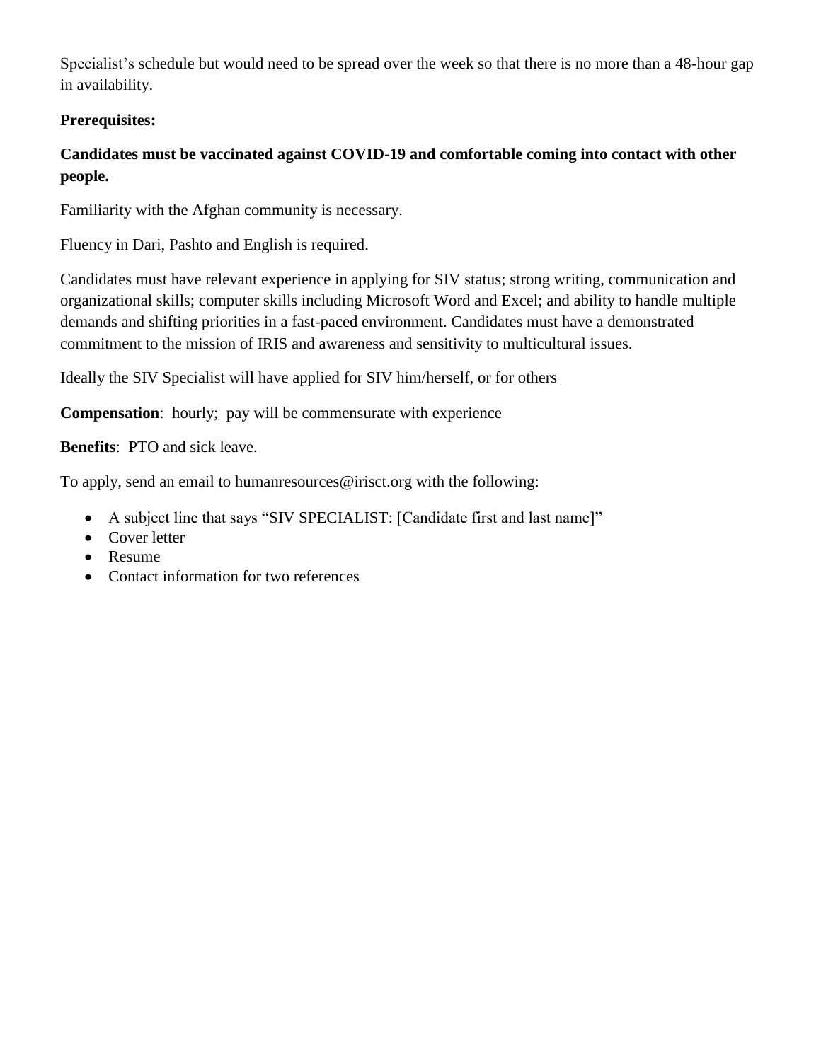Specialist's schedule but would need to be spread over the week so that there is no more than a 48-hour gap in availability.

**Prerequisites:**

**Candidates must be vaccinated against COVID-19 and comfortable coming into contact with other people.**

Familiarity with the Afghan community is necessary.

Fluency in Dari, Pashto and English is required.

Candidates must have relevant experience in applying for SIV status; strong writing, communication and organizational skills; computer skills including Microsoft Word and Excel; and ability to handle multiple demands and shifting priorities in a fast-paced environment. Candidates must have a demonstrated commitment to the mission of IRIS and awareness and sensitivity to multicultural issues.

Ideally the SIV Specialist will have applied for SIV him/herself, or for others

**Compensation**: hourly; pay will be commensurate with experience

**Benefits**: PTO and sick leave.

To apply, send an email to humanresources@irisct.org with the following:

- A subject line that says "SIV SPECIALIST: [Candidate first and last name]"
- Cover letter
- Resume
- Contact information for two references